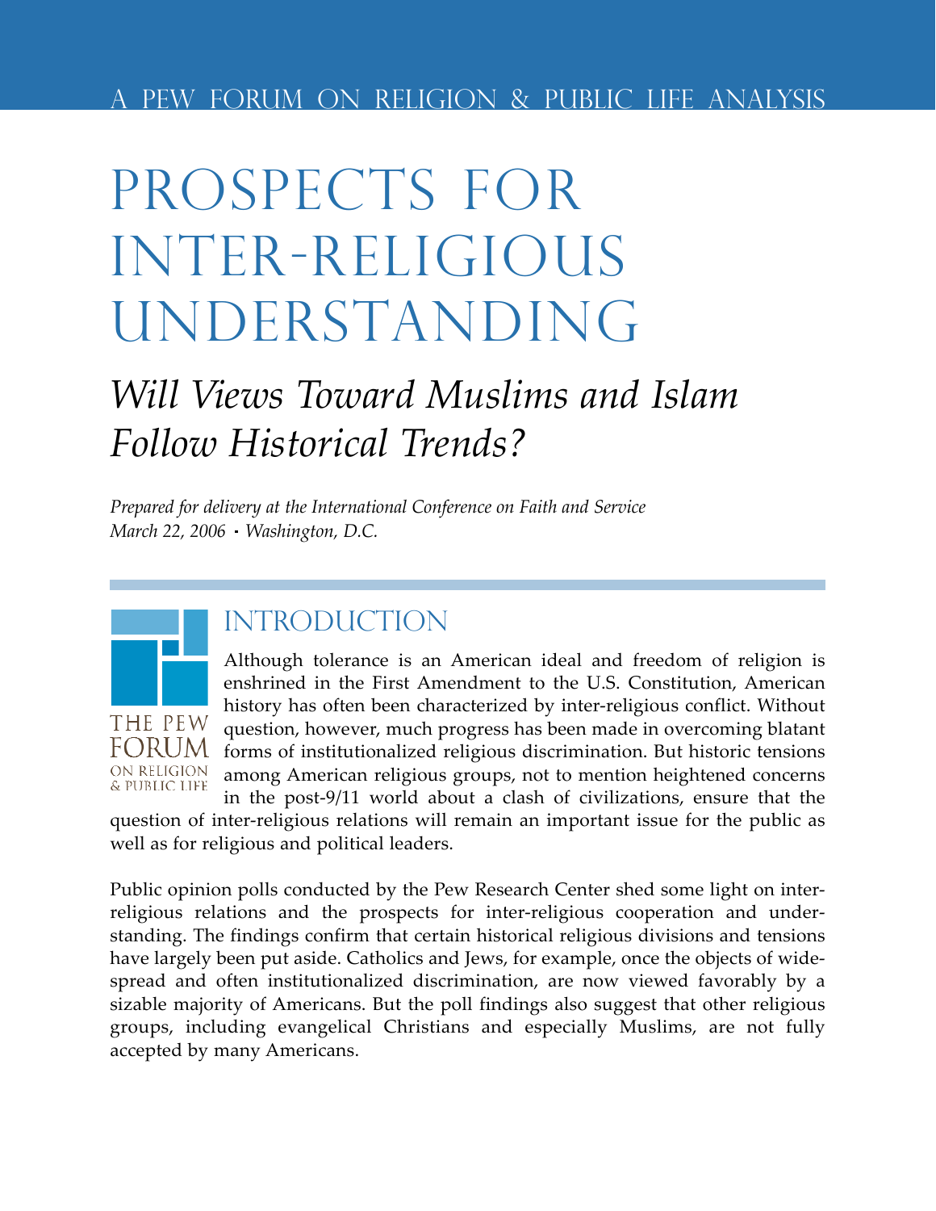A PEW FORUM ON RELIGION & PUBLIC LIFE ANALYSIS

# PROSPECTS FOR INTER-RELIGIOUS UNDERSTANDING

## *Will Views Toward Muslims and Islam Follow Historical Trends?*

*Prepared for delivery at the International Conference on Faith and Service*
*March 22, 2006 · Washington, D.C.*

THE PEW FORUM ON RELIGION & PUBLIC LIFE

## INTRODUCTION

Although tolerance is an American ideal and freedom of religion is enshrined in the First Amendment to the U.S. Constitution, American history has often been characterized by inter-religious conflict. Without question, however, much progress has been made in overcoming blatant forms of institutionalized religious discrimination. But historic tensions among American religious groups, not to mention heightened concerns in the post-9/11 world about a clash of civilizations, ensure that the question of inter-religious relations will remain an important issue for the public as well as for religious and political leaders.

Public opinion polls conducted by the Pew Research Center shed some light on inter-religious relations and the prospects for inter-religious cooperation and understanding. The findings confirm that certain historical religious divisions and tensions have largely been put aside. Catholics and Jews, for example, once the objects of widespread and often institutionalized discrimination, are now viewed favorably by a sizable majority of Americans. But the poll findings also suggest that other religious groups, including evangelical Christians and especially Muslims, are not fully accepted by many Americans.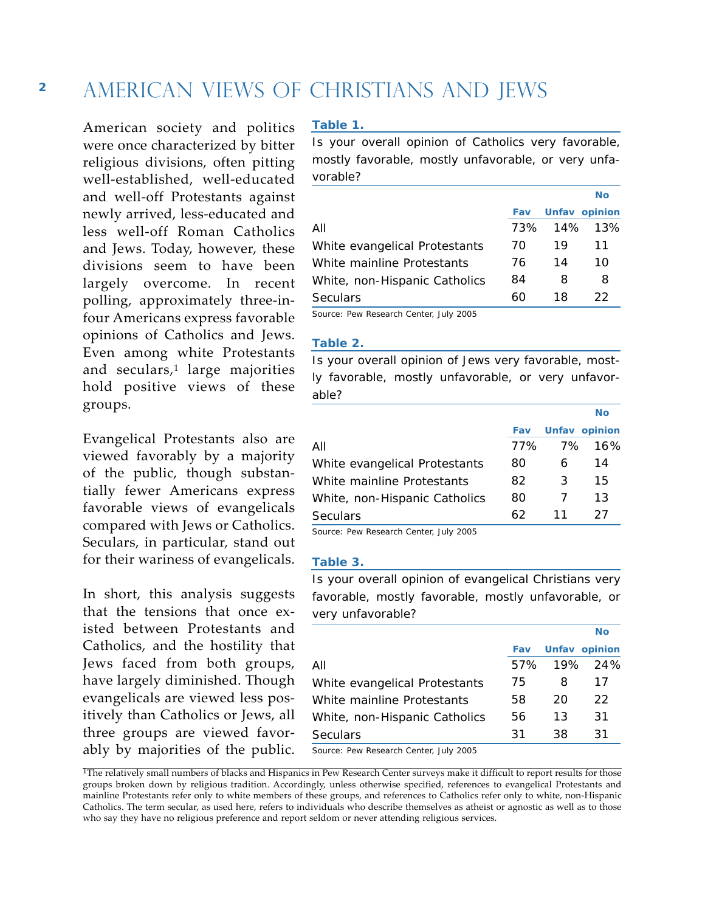# AMERICAN VIEWS OF CHRISTIANS AND JEWS

American society and politics were once characterized by bitter religious divisions, often pitting well-established, well-educated and well-off Protestants against newly arrived, less-educated and less well-off Roman Catholics and Jews. Today, however, these divisions seem to have been largely overcome. In recent polling, approximately three-in-four Americans express favorable opinions of Catholics and Jews. Even among white Protestants and seculars,[1] large majorities hold positive views of these groups.

Evangelical Protestants also are viewed favorably by a majority of the public, though substantially fewer Americans express favorable views of evangelicals compared with Jews or Catholics. Seculars, in particular, stand out for their wariness of evangelicals.

In short, this analysis suggests that the tensions that once existed between Protestants and Catholics, and the hostility that Jews faced from both groups, have largely diminished. Though evangelicals are viewed less positively than Catholics or Jews, all three groups are viewed favorably by majorities of the public.

**Table 1.**

Is your overall opinion of Catholics very favorable, mostly favorable, mostly unfavorable, or very unfavorable?

| | Fav | Unfav | No opinion |
|---|---|---|---|
| All | 73% | 14% | 13% |
| White evangelical Protestants | 70 | 19 | 11 |
| White mainline Protestants | 76 | 14 | 10 |
| White, non-Hispanic Catholics | 84 | 8 | 8 |
| Seculars | 60 | 18 | 22 |

Source: Pew Research Center, July 2005

**Table 2.**

Is your overall opinion of Jews very favorable, mostly favorable, mostly unfavorable, or very unfavorable?

| | Fav | Unfav | No opinion |
|---|---|---|---|
| All | 77% | 7% | 16% |
| White evangelical Protestants | 80 | 6 | 14 |
| White mainline Protestants | 82 | 3 | 15 |
| White, non-Hispanic Catholics | 80 | 7 | 13 |
| Seculars | 62 | 11 | 27 |

Source: Pew Research Center, July 2005

**Table 3.**

Is your overall opinion of evangelical Christians very favorable, mostly favorable, mostly unfavorable, or very unfavorable?

| | Fav | Unfav | No opinion |
|---|---|---|---|
| All | 57% | 19% | 24% |
| White evangelical Protestants | 75 | 8 | 17 |
| White mainline Protestants | 58 | 20 | 22 |
| White, non-Hispanic Catholics | 56 | 13 | 31 |
| Seculars | 31 | 38 | 31 |

Source: Pew Research Center, July 2005

[1] The relatively small numbers of blacks and Hispanics in Pew Research Center surveys make it difficult to report results for those groups broken down by religious tradition. Accordingly, unless otherwise specified, references to evangelical Protestants and mainline Protestants refer only to white members of these groups, and references to Catholics refer only to white, non-Hispanic Catholics. The term secular, as used here, refers to individuals who describe themselves as atheist or agnostic as well as to those who say they have no religious preference and report seldom or never attending religious services.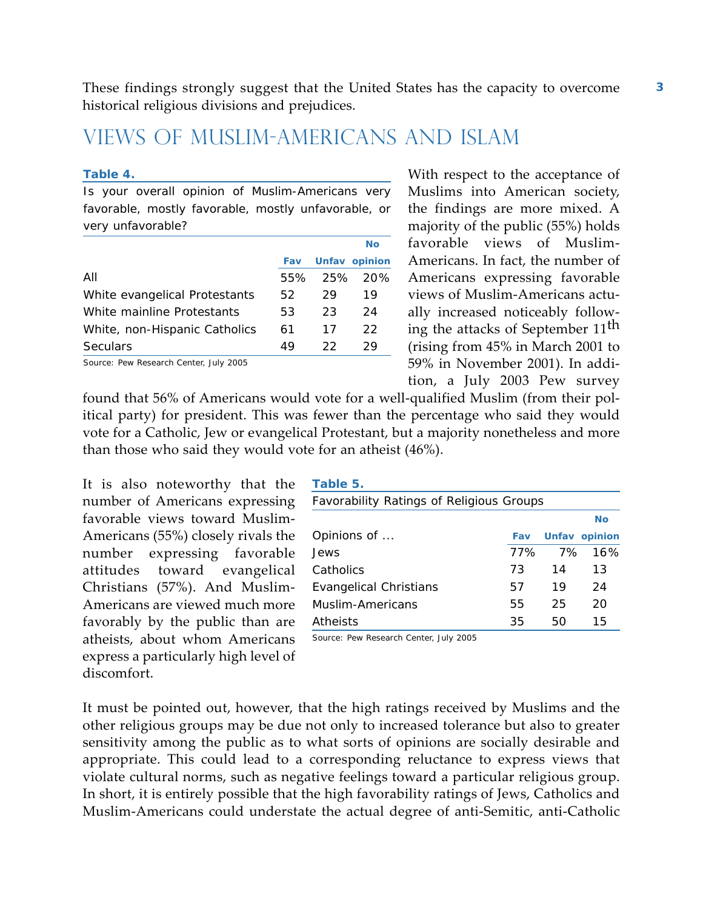These findings strongly suggest that the United States has the capacity to overcome historical religious divisions and prejudices.

## VIEWS OF MUSLIM-AMERICANS AND ISLAM

**Table 4.**

Is your overall opinion of Muslim-Americans very favorable, mostly favorable, mostly unfavorable, or very unfavorable?

| | Fav | Unfav | No opinion |
|---|---|---|---|
| All | 55% | 25% | 20% |
| White evangelical Protestants | 52 | 29 | 19 |
| White mainline Protestants | 53 | 23 | 24 |
| White, non-Hispanic Catholics | 61 | 17 | 22 |
| Seculars | 49 | 22 | 29 |

Source: Pew Research Center, July 2005

With respect to the acceptance of Muslims into American society, the findings are more mixed. A majority of the public (55%) holds favorable views of Muslim-Americans. In fact, the number of Americans expressing favorable views of Muslim-Americans actually increased noticeably following the attacks of September 11th (rising from 45% in March 2001 to 59% in November 2001). In addition, a July 2003 Pew survey found that 56% of Americans would vote for a well-qualified Muslim (from their political party) for president. This was fewer than the percentage who said they would vote for a Catholic, Jew or evangelical Protestant, but a majority nonetheless and more than those who said they would vote for an atheist (46%).

It is also noteworthy that the number of Americans expressing favorable views toward Muslim-Americans (55%) closely rivals the number expressing favorable attitudes toward evangelical Christians (57%). And Muslim-Americans are viewed much more favorably by the public than are atheists, about whom Americans express a particularly high level of discomfort.

**Table 5.**

Favorability Ratings of Religious Groups

| Opinions of … | Fav | Unfav | No opinion |
|---|---|---|---|
| Jews | 77% | 7% | 16% |
| Catholics | 73 | 14 | 13 |
| Evangelical Christians | 57 | 19 | 24 |
| Muslim-Americans | 55 | 25 | 20 |
| Atheists | 35 | 50 | 15 |

Source: Pew Research Center, July 2005

It must be pointed out, however, that the high ratings received by Muslims and the other religious groups may be due not only to increased tolerance but also to greater sensitivity among the public as to what sorts of opinions are socially desirable and appropriate. This could lead to a corresponding reluctance to express views that violate cultural norms, such as negative feelings toward a particular religious group. In short, it is entirely possible that the high favorability ratings of Jews, Catholics and Muslim-Americans could understate the actual degree of anti-Semitic, anti-Catholic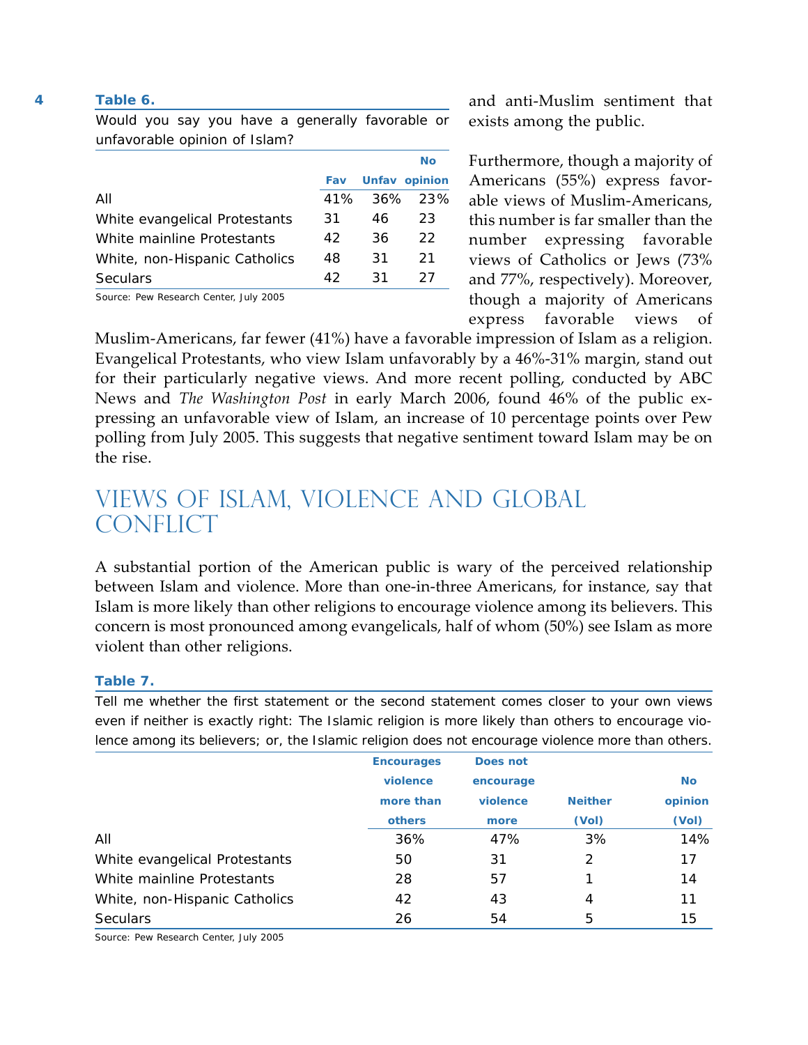**Table 6.**

Would you say you have a generally favorable or unfavorable opinion of Islam?

| | Fav | Unfav | No opinion |
|---|---|---|---|
| All | 41% | 36% | 23% |
| White evangelical Protestants | 31 | 46 | 23 |
| White mainline Protestants | 42 | 36 | 22 |
| White, non-Hispanic Catholics | 48 | 31 | 21 |
| Seculars | 42 | 31 | 27 |

Source: Pew Research Center, July 2005

and anti-Muslim sentiment that exists among the public.

Furthermore, though a majority of Americans (55%) express favorable views of Muslim-Americans, this number is far smaller than the number expressing favorable views of Catholics or Jews (73% and 77%, respectively). Moreover, though a majority of Americans express favorable views of Muslim-Americans, far fewer (41%) have a favorable impression of Islam as a religion. Evangelical Protestants, who view Islam unfavorably by a 46%-31% margin, stand out for their particularly negative views. And more recent polling, conducted by ABC News and *The Washington Post* in early March 2006, found 46% of the public expressing an unfavorable view of Islam, an increase of 10 percentage points over Pew polling from July 2005. This suggests that negative sentiment toward Islam may be on the rise.

## VIEWS OF ISLAM, VIOLENCE AND GLOBAL CONFLICT

A substantial portion of the American public is wary of the perceived relationship between Islam and violence. More than one-in-three Americans, for instance, say that Islam is more likely than other religions to encourage violence among its believers. This concern is most pronounced among evangelicals, half of whom (50%) see Islam as more violent than other religions.

**Table 7.**

Tell me whether the first statement or the second statement comes closer to your own views even if neither is exactly right: The Islamic religion is more likely than others to encourage violence among its believers; or, the Islamic religion does not encourage violence more than others.

| | Encourages violence more than others | Does not encourage violence more | Neither (Vol) | No opinion (Vol) |
|---|---|---|---|---|
| All | 36% | 47% | 3% | 14% |
| White evangelical Protestants | 50 | 31 | 2 | 17 |
| White mainline Protestants | 28 | 57 | 1 | 14 |
| White, non-Hispanic Catholics | 42 | 43 | 4 | 11 |
| Seculars | 26 | 54 | 5 | 15 |

Source: Pew Research Center, July 2005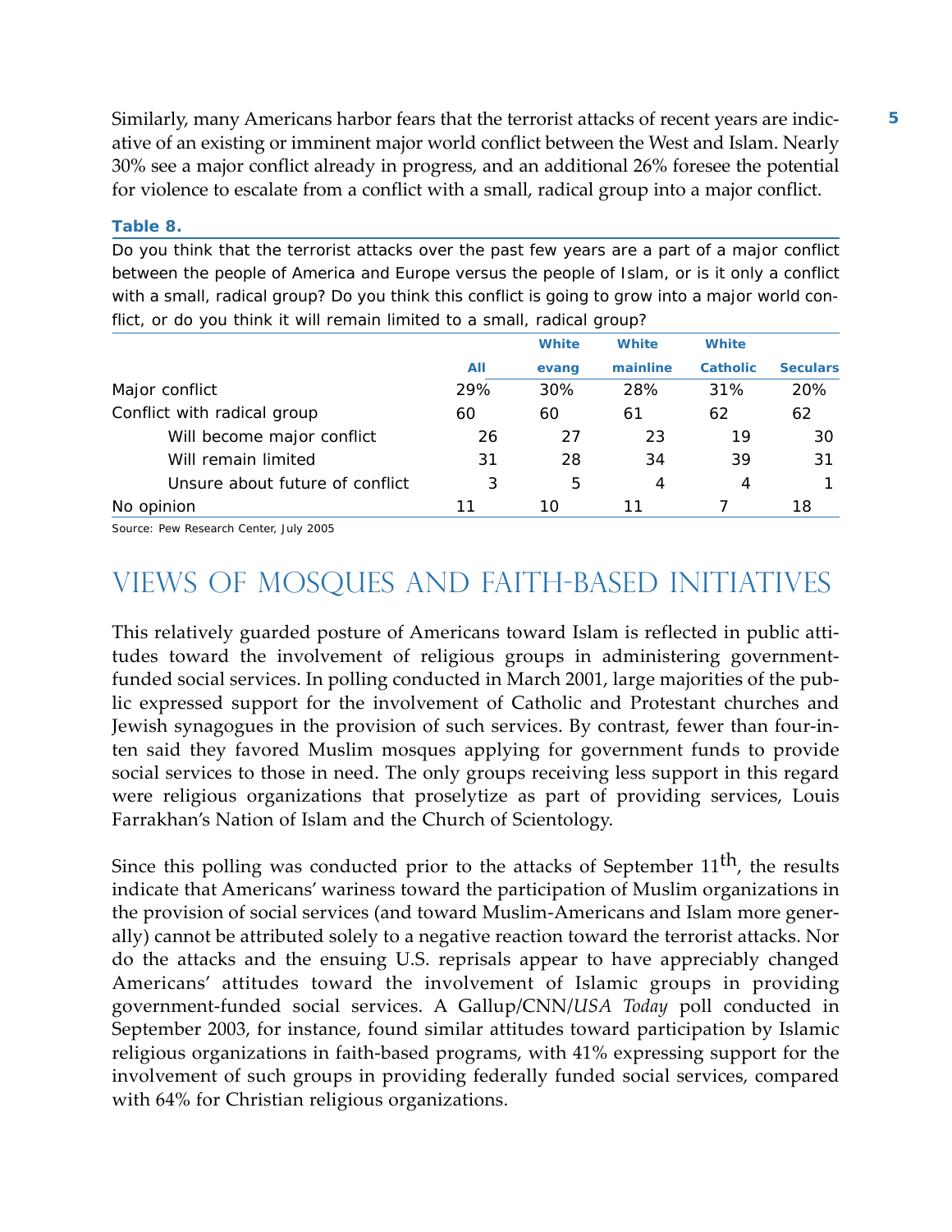Similarly, many Americans harbor fears that the terrorist attacks of recent years are indicative of an existing or imminent major world conflict between the West and Islam. Nearly 30% see a major conflict already in progress, and an additional 26% foresee the potential for violence to escalate from a conflict with a small, radical group into a major conflict.

**Table 8.**

Do you think that the terrorist attacks over the past few years are a part of a major conflict between the people of America and Europe versus the people of Islam, or is it only a conflict with a small, radical group? Do you think this conflict is going to grow into a major world conflict, or do you think it will remain limited to a small, radical group?

| | All | White evang | White mainline | White Catholic | Seculars |
|---|---|---|---|---|---|
| Major conflict | 29% | 30% | 28% | 31% | 20% |
| Conflict with radical group | 60 | 60 | 61 | 62 | 62 |
| Will become major conflict | 26 | 27 | 23 | 19 | 30 |
| Will remain limited | 31 | 28 | 34 | 39 | 31 |
| Unsure about future of conflict | 3 | 5 | 4 | 4 | 1 |
| No opinion | 11 | 10 | 11 | 7 | 18 |

Source: Pew Research Center, July 2005

## VIEWS OF MOSQUES AND FAITH-BASED INITIATIVES

This relatively guarded posture of Americans toward Islam is reflected in public attitudes toward the involvement of religious groups in administering government-funded social services. In polling conducted in March 2001, large majorities of the public expressed support for the involvement of Catholic and Protestant churches and Jewish synagogues in the provision of such services. By contrast, fewer than four-in-ten said they favored Muslim mosques applying for government funds to provide social services to those in need. The only groups receiving less support in this regard were religious organizations that proselytize as part of providing services, Louis Farrakhan's Nation of Islam and the Church of Scientology.

Since this polling was conducted prior to the attacks of September 11th, the results indicate that Americans' wariness toward the participation of Muslim organizations in the provision of social services (and toward Muslim-Americans and Islam more generally) cannot be attributed solely to a negative reaction toward the terrorist attacks. Nor do the attacks and the ensuing U.S. reprisals appear to have appreciably changed Americans' attitudes toward the involvement of Islamic groups in providing government-funded social services. A Gallup/CNN/*USA Today* poll conducted in September 2003, for instance, found similar attitudes toward participation by Islamic religious organizations in faith-based programs, with 41% expressing support for the involvement of such groups in providing federally funded social services, compared with 64% for Christian religious organizations.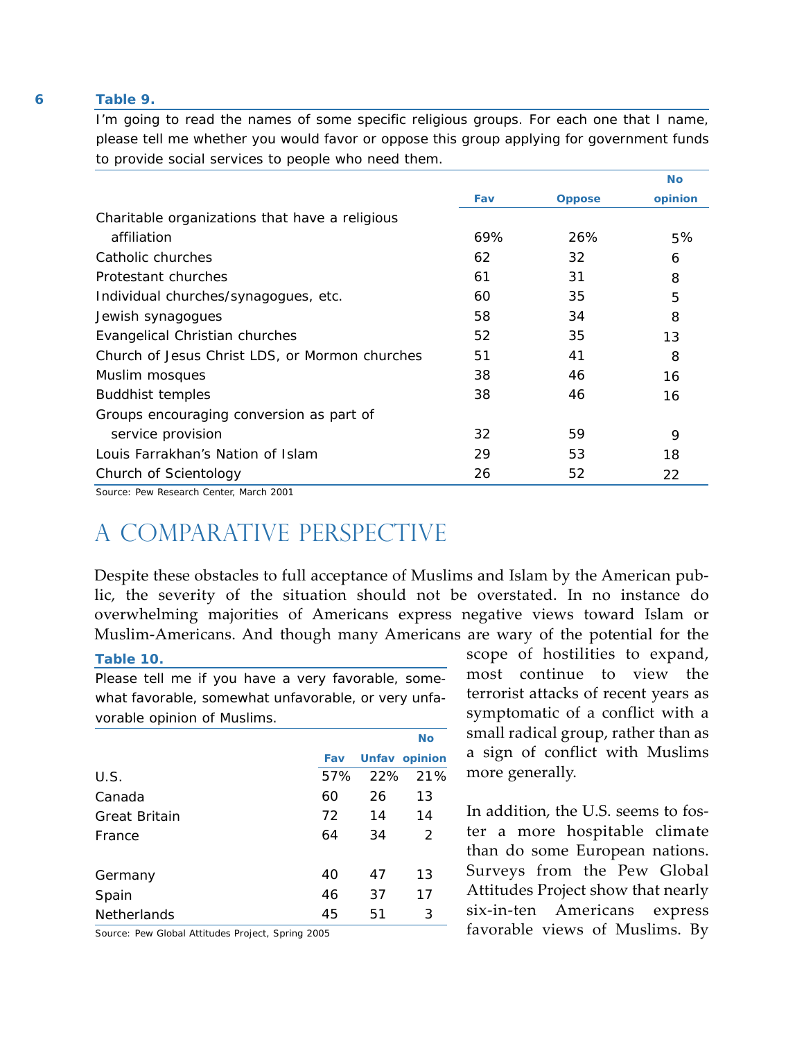**Table 9.**

I'm going to read the names of some specific religious groups. For each one that I name, please tell me whether you would favor or oppose this group applying for government funds to provide social services to people who need them.

| | Fav | Oppose | No opinion |
|---|---|---|---|
| Charitable organizations that have a religious affiliation | 69% | 26% | 5% |
| Catholic churches | 62 | 32 | 6 |
| Protestant churches | 61 | 31 | 8 |
| Individual churches/synagogues, etc. | 60 | 35 | 5 |
| Jewish synagogues | 58 | 34 | 8 |
| Evangelical Christian churches | 52 | 35 | 13 |
| Church of Jesus Christ LDS, or Mormon churches | 51 | 41 | 8 |
| Muslim mosques | 38 | 46 | 16 |
| Buddhist temples | 38 | 46 | 16 |
| Groups encouraging conversion as part of service provision | 32 | 59 | 9 |
| Louis Farrakhan's Nation of Islam | 29 | 53 | 18 |
| Church of Scientology | 26 | 52 | 22 |

Source: Pew Research Center, March 2001

# A COMPARATIVE PERSPECTIVE

Despite these obstacles to full acceptance of Muslims and Islam by the American public, the severity of the situation should not be overstated. In no instance do overwhelming majorities of Americans express negative views toward Islam or Muslim-Americans. And though many Americans are wary of the potential for the scope of hostilities to expand, most continue to view the terrorist attacks of recent years as symptomatic of a conflict with a small radical group, rather than as a sign of conflict with Muslims more generally.

In addition, the U.S. seems to foster a more hospitable climate than do some European nations. Surveys from the Pew Global Attitudes Project show that nearly six-in-ten Americans express favorable views of Muslims. By

**Table 10.**

Please tell me if you have a very favorable, somewhat favorable, somewhat unfavorable, or very unfavorable opinion of Muslims.

| | Fav | Unfav | No opinion |
|---|---|---|---|
| U.S. | 57% | 22% | 21% |
| Canada | 60 | 26 | 13 |
| Great Britain | 72 | 14 | 14 |
| France | 64 | 34 | 2 |
| Germany | 40 | 47 | 13 |
| Spain | 46 | 37 | 17 |
| Netherlands | 45 | 51 | 3 |

Source: Pew Global Attitudes Project, Spring 2005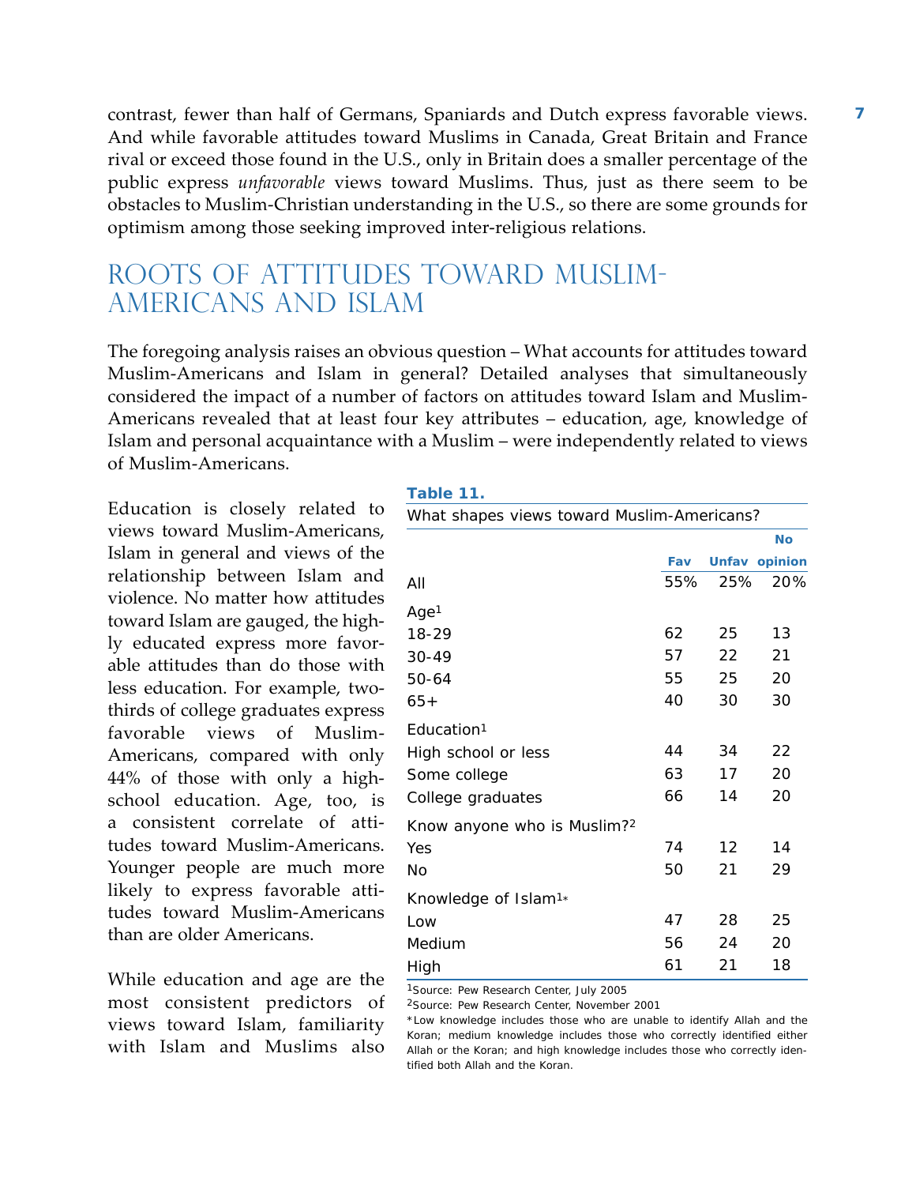contrast, fewer than half of Germans, Spaniards and Dutch express favorable views. And while favorable attitudes toward Muslims in Canada, Great Britain and France rival or exceed those found in the U.S., only in Britain does a smaller percentage of the public express *unfavorable* views toward Muslims. Thus, just as there seem to be obstacles to Muslim-Christian understanding in the U.S., so there are some grounds for optimism among those seeking improved inter-religious relations.

## ROOTS OF ATTITUDES TOWARD MUSLIM-AMERICANS AND ISLAM

The foregoing analysis raises an obvious question – What accounts for attitudes toward Muslim-Americans and Islam in general? Detailed analyses that simultaneously considered the impact of a number of factors on attitudes toward Islam and Muslim-Americans revealed that at least four key attributes – education, age, knowledge of Islam and personal acquaintance with a Muslim – were independently related to views of Muslim-Americans.

Education is closely related to views toward Muslim-Americans, Islam in general and views of the relationship between Islam and violence. No matter how attitudes toward Islam are gauged, the highly educated express more favorable attitudes than do those with less education. For example, two-thirds of college graduates express favorable views of Muslim-Americans, compared with only 44% of those with only a high-school education. Age, too, is a consistent correlate of attitudes toward Muslim-Americans. Younger people are much more likely to express favorable attitudes toward Muslim-Americans than are older Americans.

**Table 11.**

What shapes views toward Muslim-Americans?

| | Fav | Unfav | No opinion |
|---|---|---|---|
| All | 55% | 25% | 20% |
| Age[1] | | | |
| 18-29 | 62 | 25 | 13 |
| 30-49 | 57 | 22 | 21 |
| 50-64 | 55 | 25 | 20 |
| 65+ | 40 | 30 | 30 |
| Education[1] | | | |
| High school or less | 44 | 34 | 22 |
| Some college | 63 | 17 | 20 |
| College graduates | 66 | 14 | 20 |
| Know anyone who is Muslim?[2] | | | |
| Yes | 74 | 12 | 14 |
| No | 50 | 21 | 29 |
| Knowledge of Islam[1]* | | | |
| Low | 47 | 28 | 25 |
| Medium | 56 | 24 | 20 |
| High | 61 | 21 | 18 |

[1]Source: Pew Research Center, July 2005

[2]Source: Pew Research Center, November 2001

*Low knowledge includes those who are unable to identify Allah and the Koran; medium knowledge includes those who correctly identified either Allah or the Koran; and high knowledge includes those who correctly identified both Allah and the Koran.

While education and age are the most consistent predictors of views toward Islam, familiarity with Islam and Muslims also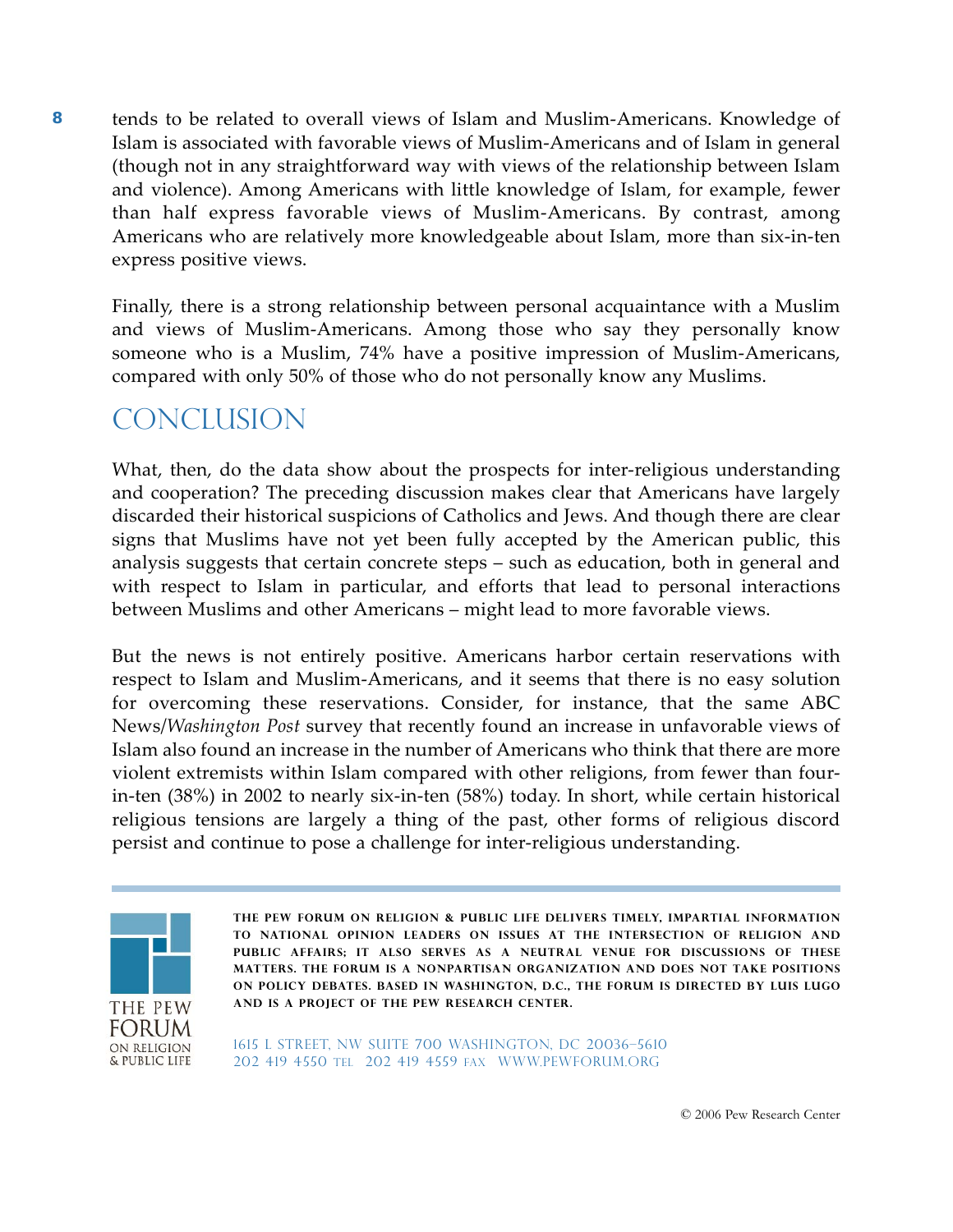tends to be related to overall views of Islam and Muslim-Americans. Knowledge of Islam is associated with favorable views of Muslim-Americans and of Islam in general (though not in any straightforward way with views of the relationship between Islam and violence). Among Americans with little knowledge of Islam, for example, fewer than half express favorable views of Muslim-Americans. By contrast, among Americans who are relatively more knowledgeable about Islam, more than six-in-ten express positive views.

Finally, there is a strong relationship between personal acquaintance with a Muslim and views of Muslim-Americans. Among those who say they personally know someone who is a Muslim, 74% have a positive impression of Muslim-Americans, compared with only 50% of those who do not personally know any Muslims.

## CONCLUSION

What, then, do the data show about the prospects for inter-religious understanding and cooperation? The preceding discussion makes clear that Americans have largely discarded their historical suspicions of Catholics and Jews. And though there are clear signs that Muslims have not yet been fully accepted by the American public, this analysis suggests that certain concrete steps – such as education, both in general and with respect to Islam in particular, and efforts that lead to personal interactions between Muslims and other Americans – might lead to more favorable views.

But the news is not entirely positive. Americans harbor certain reservations with respect to Islam and Muslim-Americans, and it seems that there is no easy solution for overcoming these reservations. Consider, for instance, that the same ABC News/*Washington Post* survey that recently found an increase in unfavorable views of Islam also found an increase in the number of Americans who think that there are more violent extremists within Islam compared with other religions, from fewer than four-in-ten (38%) in 2002 to nearly six-in-ten (58%) today. In short, while certain historical religious tensions are largely a thing of the past, other forms of religious discord persist and continue to pose a challenge for inter-religious understanding.

THE PEW FORUM ON RELIGION & PUBLIC LIFE

**THE PEW FORUM ON RELIGION & PUBLIC LIFE DELIVERS TIMELY, IMPARTIAL INFORMATION TO NATIONAL OPINION LEADERS ON ISSUES AT THE INTERSECTION OF RELIGION AND PUBLIC AFFAIRS; IT ALSO SERVES AS A NEUTRAL VENUE FOR DISCUSSIONS OF THESE MATTERS. THE FORUM IS A NONPARTISAN ORGANIZATION AND DOES NOT TAKE POSITIONS ON POLICY DEBATES. BASED IN WASHINGTON, D.C., THE FORUM IS DIRECTED BY LUIS LUGO AND IS A PROJECT OF THE PEW RESEARCH CENTER.**

1615 L STREET, NW SUITE 700 WASHINGTON, DC 20036–5610
202 419 4550 TEL 202 419 4559 FAX WWW.PEWFORUM.ORG

© 2006 Pew Research Center